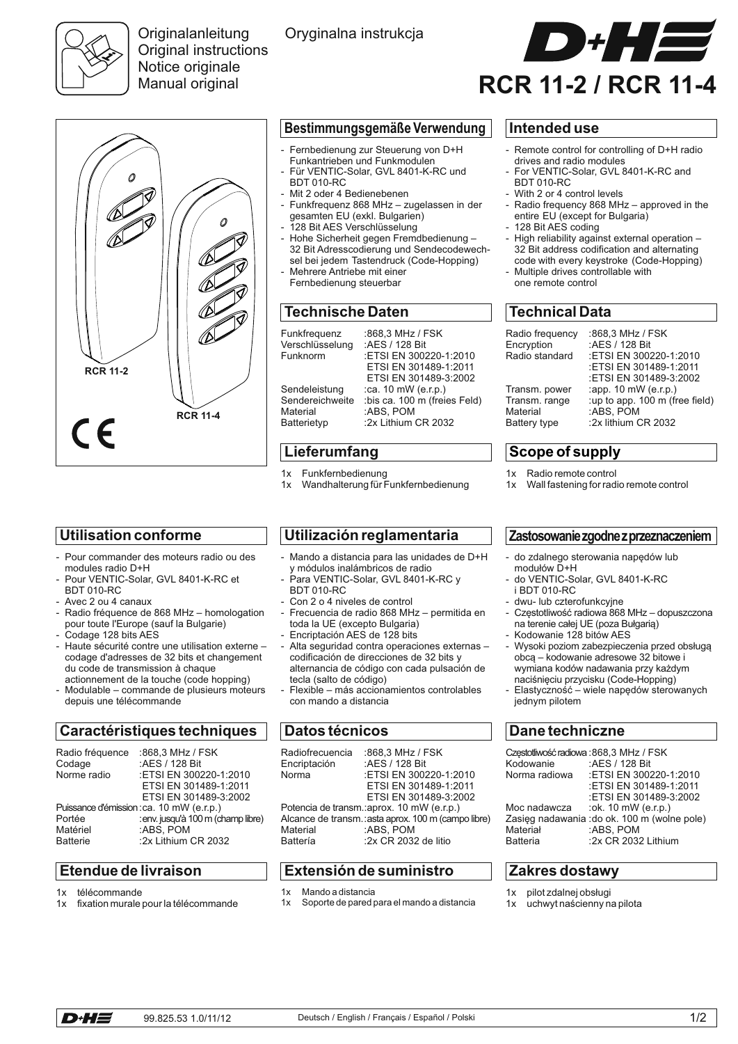Originalanleitung
Original instructions
Notice originale
Manual original

Oryginalna instrukcja

# D+H RCR 11-2 / RCR 11-4

RCR 11-2

RCR 11-4

CE

## Bestimmungsgemäße Verwendung

- Fernbedienung zur Steuerung von D+H Funkantrieben und Funkmodulen
- Für VENTIC-Solar, GVL 8401-K-RC und BDT 010-RC
- Mit 2 oder 4 Bedienebenen
- Funkfrequenz 868 MHz – zugelassen in der gesamten EU (exkl. Bulgarien)
- 128 Bit AES Verschlüsselung
- Hohe Sicherheit gegen Fremdbedienung – 32 Bit Adresscodierung und Sendecodewechsel bei jedem Tastendruck (Code-Hopping)
- Mehrere Antriebe mit einer Fernbedienung steuerbar

## Technische Daten

| | |
|---|---|
| Funkfrequenz | :868,3 MHz / FSK |
| Verschlüsselung | :AES / 128 Bit |
| Funknorm | :ETSI EN 300220-1:2010 |
| | ETSI EN 301489-1:2011 |
| | ETSI EN 301489-3:2002 |
| Sendeleistung | :ca. 10 mW (e.r.p.) |
| Sendereichweite | :bis ca. 100 m (freies Feld) |
| Material | :ABS, POM |
| Batterietyp | :2x Lithium CR 2032 |

## Lieferumfang

1x Funkfernbedienung
1x Wandhalterung für Funkfernbedienung

## Intended use

- Remote control for controlling of D+H radio drives and radio modules
- For VENTIC-Solar, GVL 8401-K-RC and BDT 010-RC
- With 2 or 4 control levels
- Radio frequency 868 MHz – approved in the entire EU (except for Bulgaria)
- 128 Bit AES coding
- High reliability against external operation – 32 Bit address codification and alternating code with every keystroke (Code-Hopping)
- Multiple drives controllable with one remote control

## Technical Data

| | |
|---|---|
| Radio frequency | :868,3 MHz / FSK |
| Encryption | :AES / 128 Bit |
| Radio standard | :ETSI EN 300220-1:2010 |
| | :ETSI EN 301489-1:2011 |
| | :ETSI EN 301489-3:2002 |
| Transm. power | :app. 10 mW (e.r.p.) |
| Transm. range | :up to app. 100 m (free field) |
| Material | :ABS, POM |
| Battery type | :2x lithium CR 2032 |

## Scope of supply

1x Radio remote control
1x Wall fastening for radio remote control

## Utilisation conforme

- Pour commander des moteurs radio ou des modules radio D+H
- Pour VENTIC-Solar, GVL 8401-K-RC et BDT 010-RC
- Avec 2 ou 4 canaux
- Radio fréquence de 868 MHz – homologation pour toute l'Europe (sauf la Bulgarie)
- Codage 128 bits AES
- Haute sécurité contre une utilisation externe – codage d'adresses de 32 bits et changement du code de transmission à chaque actionnement de la touche (code hopping)
- Modulable – commande de plusieurs moteurs depuis une télécommande

## Caractéristiques techniques

| | |
|---|---|
| Radio fréquence | :868,3 MHz / FSK |
| Codage | :AES / 128 Bit |
| Norme radio | :ETSI EN 300220-1:2010 |
| | ETSI EN 301489-1:2011 |
| | ETSI EN 301489-3:2002 |
| Puissance d'émission | :ca. 10 mW (e.r.p.) |
| Portée | :env. jusqu'à 100 m (champ libre) |
| Matériel | :ABS, POM |
| Batterie | :2x Lithium CR 2032 |

## Etendue de livraison

1x télécommande
1x fixation murale pour la télécommande

## Utilización reglamentaria

- Mando a distancia para las unidades de D+H y módulos inalámbricos de radio
- Para VENTIC-Solar, GVL 8401-K-RC y BDT 010-RC
- Con 2 o 4 niveles de control
- Frecuencia de radio 868 MHz – permitida en toda la UE (excepto Bulgaria)
- Encriptación AES de 128 bits
- Alta seguridad contra operaciones externas – codificación de direcciones de 32 bits y alternancia de código con cada pulsación de tecla (salto de código)
- Flexible – más accionamientos controlables con mando a distancia

## Datos técnicos

| | |
|---|---|
| Radiofrecuencia | :868,3 MHz / FSK |
| Encriptación | :AES / 128 Bit |
| Norma | :ETSI EN 300220-1:2010 |
| | ETSI EN 301489-1:2011 |
| | ETSI EN 301489-3:2002 |
| Potencia de transm. | :aprox. 10 mW (e.r.p.) |
| Alcance de transm. | :asta aprox. 100 m (campo libre) |
| Material | :ABS, POM |
| Battería | :2x CR 2032 de litio |

## Extensión de suministro

1x Mando a distancia
1x Soporte de pared para el mando a distancia

## Zastosowanie zgodne z przeznaczeniem

- do zdalnego sterowania napędów lub modułów D+H
- do VENTIC-Solar, GVL 8401-K-RC i BDT 010-RC
- dwu- lub czterofunkcyjne
- Częstotliwość radiowa 868 MHz – dopuszczona na terenie całej UE (poza Bułgarią)
- Kodowanie 128 bitów AES
- Wysoki poziom zabezpieczenia przed obsługą obcą – kodowanie adresowe 32 bitowe i wymiana kodów nadawania przy każdym naciśnięciu przycisku (Code-Hopping)
- Elastyczność – wiele napędów sterowanych jednym pilotem

## Dane techniczne

| | |
|---|---|
| Częstotliwość radiowa | :868,3 MHz / FSK |
| Kodowanie | :AES / 128 Bit |
| Norma radiowa | :ETSI EN 300220-1:2010 |
| | :ETSI EN 301489-1:2011 |
| | :ETSI EN 301489-3:2002 |
| Moc nadawcza | :ok. 10 mW (e.r.p.) |
| Zasięg nadawania | :do ok. 100 m (wolne pole) |
| Materiał | :ABS, POM |
| Batteria | :2x CR 2032 Lithium |

## Zakres dostawy

1x pilot zdalnej obsługi
1x uchwyt naścienny na pilota

D+H 99.825.53 1.0/11/12 Deutsch / English / Français / Español / Polski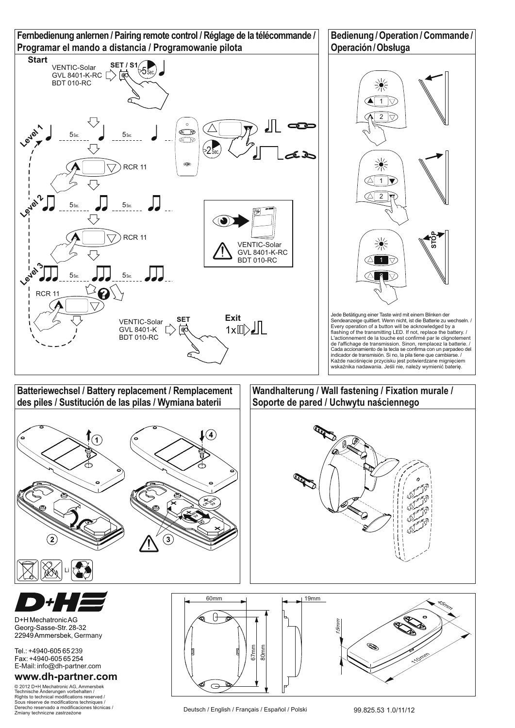## Fernbedienung anlernen / Pairing remote control / Réglage de la télécommande / Programar el mando a distancia / Programowanie pilota

Start

VENTIC-Solar
GVL 8401-K-RC
BDT 010-RC

SET / S1

>5 Sec.

Level 1

5 Sec. 5 Sec.

>2 Sec.

RCR 11

Level 2

5 Sec. 5 Sec.

RCR 11

Level 3

5 Sec. 5 Sec.

RCR 11

VENTIC-Solar
GVL 8401-K-RC
BDT 010-RC

VENTIC-Solar
GVL 8401-K
BDT 010-RC

SET

Exit

1x

## Bedienung / Operation / Commande / Operación / Obsługa

1
2

STOP

Jede Betätigung einer Taste wird mit einem Blinken der Sendeanzeige quittiert. Wenn nicht, ist die Batterie zu wechseln. / Every operation of a button will be acknowledged by a flashing of the transmitting LED. If not, replace the battery. / L'actionnement de la touche est confirmé par le clignotement de l'affichage de transmission. Sinon, remplacez la batterie. / Cada accionamiento de la tecla se confirma con un parpadeo del indicador de transmisión. Si no, la pila tiene que cambiarse. / Każde naciśnięcie przycisku jest potwierdzane mignięciem wskaźnika nadawania. Jeśli nie, należy wymienić baterię.

## Batteriewechsel / Battery replacement / Remplacement des piles / Sustitución de las pilas / Wymiana baterii

1
2
3
4

CR 2032 3V

Li

## Wandhalterung / Wall fastening / Fixation murale / Soporte de pared / Uchwytu naściennego

D+H Mechatronic AG
Georg-Sasse-Str. 28-32
22949 Ammersbek, Germany

Tel.: +4940-605 65 239
Fax: +4940-605 65 254
E-Mail: info@dh-partner.com

**www.dh-partner.com**

© 2012 D+H Mechatronic AG, Ammersbek
Technische Änderungen vorbehalten /
Rights to technical modifications reserved /
Sous réserve de modifications techniques /
Derecho reservado a modificaciones técnicas /
Zmiany techniczne zastrzeżone

60mm
19mm
67mm
80mm
15mm
45mm
110mm

Deutsch / English / Français / Español / Polski

99.825.53 1.0/11/12